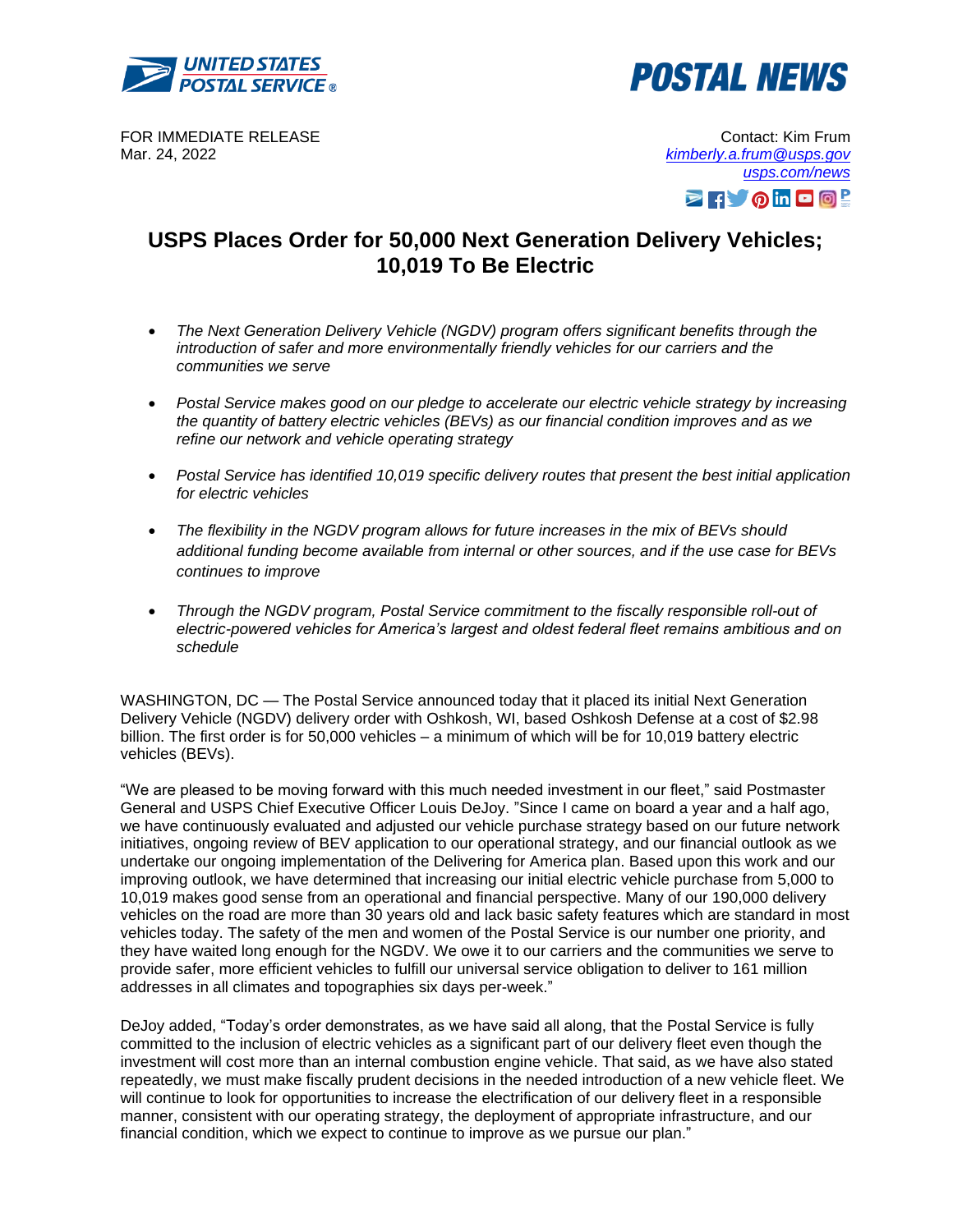UNITED STATES POSTAL SERVICE®

POSTAL NEWS

FOR IMMEDIATE RELEASE
Mar. 24, 2022

Contact: Kim Frum
kimberly.a.frum@usps.gov
usps.com/news

# USPS Places Order for 50,000 Next Generation Delivery Vehicles; 10,019 To Be Electric

- *The Next Generation Delivery Vehicle (NGDV) program offers significant benefits through the introduction of safer and more environmentally friendly vehicles for our carriers and the communities we serve*
- *Postal Service makes good on our pledge to accelerate our electric vehicle strategy by increasing the quantity of battery electric vehicles (BEVs) as our financial condition improves and as we refine our network and vehicle operating strategy*
- *Postal Service has identified 10,019 specific delivery routes that present the best initial application for electric vehicles*
- *The flexibility in the NGDV program allows for future increases in the mix of BEVs should additional funding become available from internal or other sources, and if the use case for BEVs continues to improve*
- *Through the NGDV program, Postal Service commitment to the fiscally responsible roll-out of electric-powered vehicles for America's largest and oldest federal fleet remains ambitious and on schedule*

WASHINGTON, DC — The Postal Service announced today that it placed its initial Next Generation Delivery Vehicle (NGDV) delivery order with Oshkosh, WI, based Oshkosh Defense at a cost of $2.98 billion. The first order is for 50,000 vehicles – a minimum of which will be for 10,019 battery electric vehicles (BEVs).

"We are pleased to be moving forward with this much needed investment in our fleet," said Postmaster General and USPS Chief Executive Officer Louis DeJoy. "Since I came on board a year and a half ago, we have continuously evaluated and adjusted our vehicle purchase strategy based on our future network initiatives, ongoing review of BEV application to our operational strategy, and our financial outlook as we undertake our ongoing implementation of the Delivering for America plan. Based upon this work and our improving outlook, we have determined that increasing our initial electric vehicle purchase from 5,000 to 10,019 makes good sense from an operational and financial perspective. Many of our 190,000 delivery vehicles on the road are more than 30 years old and lack basic safety features which are standard in most vehicles today. The safety of the men and women of the Postal Service is our number one priority, and they have waited long enough for the NGDV. We owe it to our carriers and the communities we serve to provide safer, more efficient vehicles to fulfill our universal service obligation to deliver to 161 million addresses in all climates and topographies six days per-week."

DeJoy added, "Today's order demonstrates, as we have said all along, that the Postal Service is fully committed to the inclusion of electric vehicles as a significant part of our delivery fleet even though the investment will cost more than an internal combustion engine vehicle. That said, as we have also stated repeatedly, we must make fiscally prudent decisions in the needed introduction of a new vehicle fleet. We will continue to look for opportunities to increase the electrification of our delivery fleet in a responsible manner, consistent with our operating strategy, the deployment of appropriate infrastructure, and our financial condition, which we expect to continue to improve as we pursue our plan."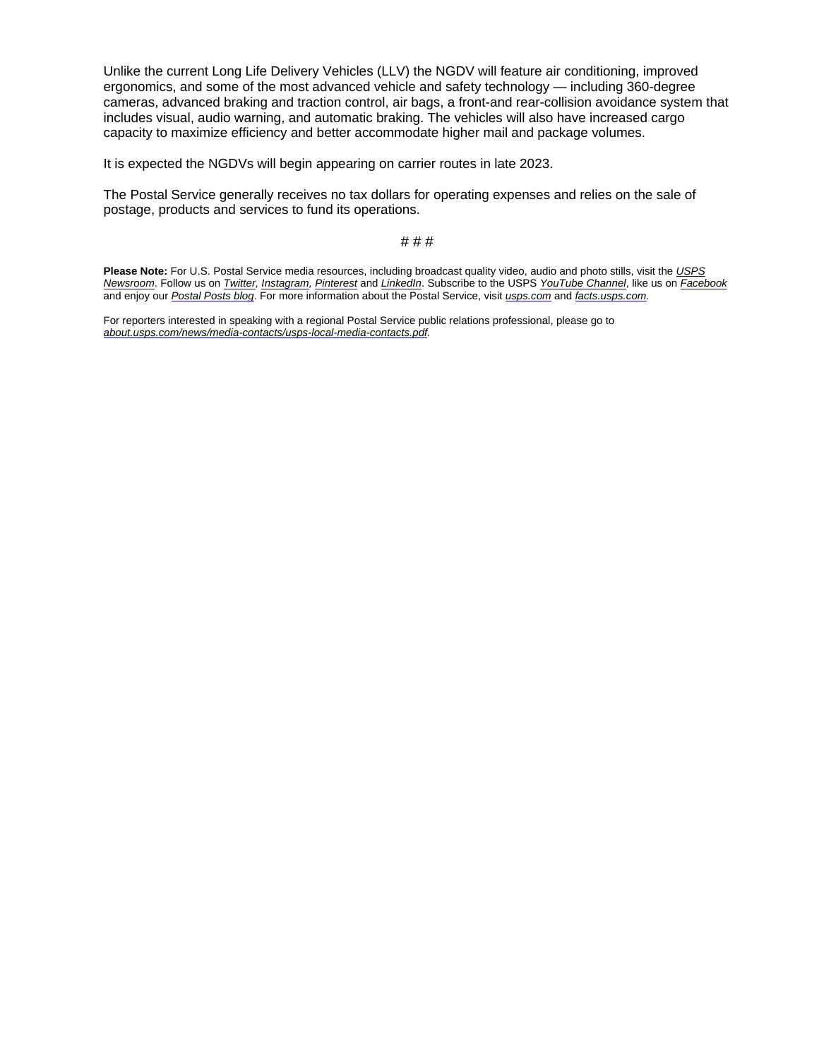Unlike the current Long Life Delivery Vehicles (LLV) the NGDV will feature air conditioning, improved ergonomics, and some of the most advanced vehicle and safety technology — including 360-degree cameras, advanced braking and traction control, air bags, a front-and rear-collision avoidance system that includes visual, audio warning, and automatic braking. The vehicles will also have increased cargo capacity to maximize efficiency and better accommodate higher mail and package volumes.

It is expected the NGDVs will begin appearing on carrier routes in late 2023.

The Postal Service generally receives no tax dollars for operating expenses and relies on the sale of postage, products and services to fund its operations.

# # #

**Please Note:** For U.S. Postal Service media resources, including broadcast quality video, audio and photo stills, visit the *USPS Newsroom*. Follow us on *Twitter*, *Instagram*, *Pinterest* and *LinkedIn*. Subscribe to the USPS *YouTube Channel*, like us on *Facebook* and enjoy our *Postal Posts blog*. For more information about the Postal Service, visit *usps.com* and *facts.usps.com.*

For reporters interested in speaking with a regional Postal Service public relations professional, please go to *about.usps.com/news/media-contacts/usps-local-media-contacts.pdf*.